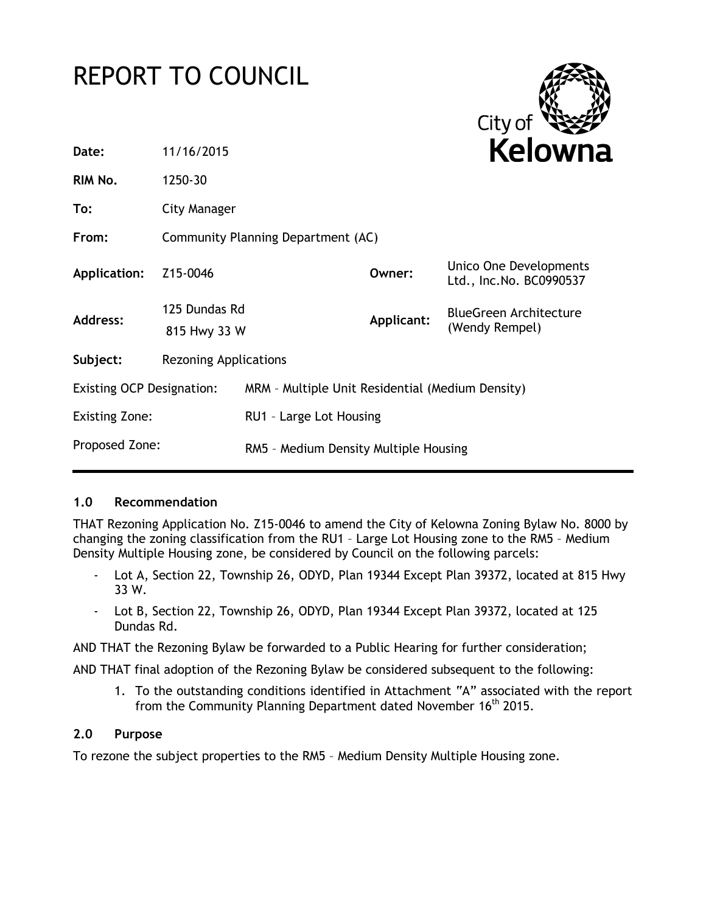# REPORT TO COUNCIL

| | | | |
|---|---|---|---|
| **Date:** | 11/16/2015 | | |
| **RIM No.** | 1250-30 | | |
| **To:** | City Manager | | |
| **From:** | Community Planning Department (AC) | | |
| **Application:** | Z15-0046 | **Owner:** | Unico One Developments Ltd., Inc.No. BC0990537 |
| **Address:** | 125 Dundas Rd<br>815 Hwy 33 W | **Applicant:** | BlueGreen Architecture (Wendy Rempel) |
| **Subject:** | Rezoning Applications | | |
| Existing OCP Designation: | MRM – Multiple Unit Residential (Medium Density) | | |
| Existing Zone: | RU1 – Large Lot Housing | | |
| Proposed Zone: | RM5 – Medium Density Multiple Housing | | |

## 1.0 Recommendation

THAT Rezoning Application No. Z15-0046 to amend the City of Kelowna Zoning Bylaw No. 8000 by changing the zoning classification from the RU1 – Large Lot Housing zone to the RM5 – Medium Density Multiple Housing zone, be considered by Council on the following parcels:

- Lot A, Section 22, Township 26, ODYD, Plan 19344 Except Plan 39372, located at 815 Hwy 33 W.
- Lot B, Section 22, Township 26, ODYD, Plan 19344 Except Plan 39372, located at 125 Dundas Rd.

AND THAT the Rezoning Bylaw be forwarded to a Public Hearing for further consideration;

AND THAT final adoption of the Rezoning Bylaw be considered subsequent to the following:

1. To the outstanding conditions identified in Attachment "A" associated with the report from the Community Planning Department dated November 16th 2015.

## 2.0 Purpose

To rezone the subject properties to the RM5 – Medium Density Multiple Housing zone.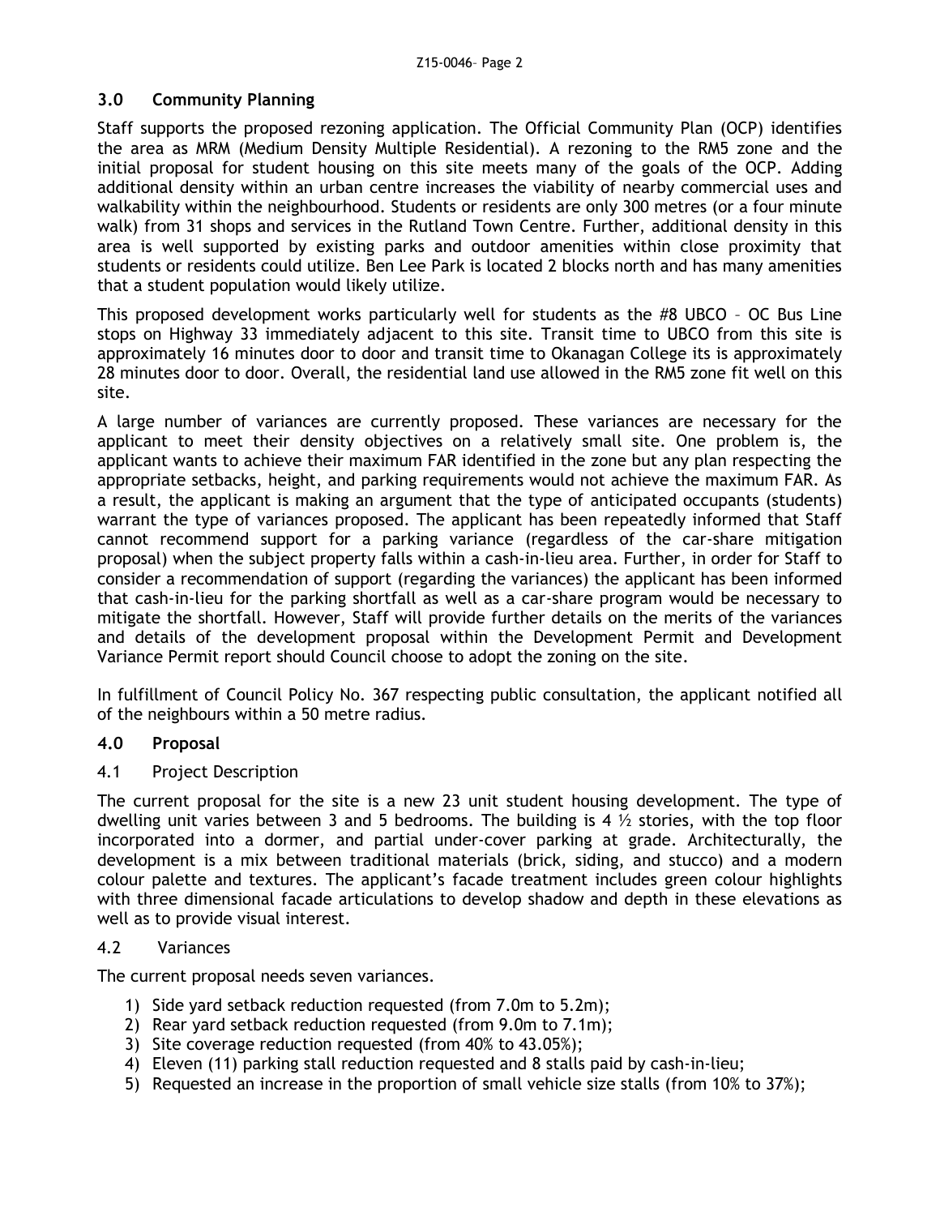## 3.0 Community Planning

Staff supports the proposed rezoning application. The Official Community Plan (OCP) identifies the area as MRM (Medium Density Multiple Residential). A rezoning to the RM5 zone and the initial proposal for student housing on this site meets many of the goals of the OCP. Adding additional density within an urban centre increases the viability of nearby commercial uses and walkability within the neighbourhood. Students or residents are only 300 metres (or a four minute walk) from 31 shops and services in the Rutland Town Centre. Further, additional density in this area is well supported by existing parks and outdoor amenities within close proximity that students or residents could utilize. Ben Lee Park is located 2 blocks north and has many amenities that a student population would likely utilize.

This proposed development works particularly well for students as the #8 UBCO – OC Bus Line stops on Highway 33 immediately adjacent to this site. Transit time to UBCO from this site is approximately 16 minutes door to door and transit time to Okanagan College its is approximately 28 minutes door to door. Overall, the residential land use allowed in the RM5 zone fit well on this site.

A large number of variances are currently proposed. These variances are necessary for the applicant to meet their density objectives on a relatively small site. One problem is, the applicant wants to achieve their maximum FAR identified in the zone but any plan respecting the appropriate setbacks, height, and parking requirements would not achieve the maximum FAR. As a result, the applicant is making an argument that the type of anticipated occupants (students) warrant the type of variances proposed. The applicant has been repeatedly informed that Staff cannot recommend support for a parking variance (regardless of the car-share mitigation proposal) when the subject property falls within a cash-in-lieu area. Further, in order for Staff to consider a recommendation of support (regarding the variances) the applicant has been informed that cash-in-lieu for the parking shortfall as well as a car-share program would be necessary to mitigate the shortfall. However, Staff will provide further details on the merits of the variances and details of the development proposal within the Development Permit and Development Variance Permit report should Council choose to adopt the zoning on the site.

In fulfillment of Council Policy No. 367 respecting public consultation, the applicant notified all of the neighbours within a 50 metre radius.

## 4.0 Proposal

### 4.1 Project Description

The current proposal for the site is a new 23 unit student housing development. The type of dwelling unit varies between 3 and 5 bedrooms. The building is 4 ½ stories, with the top floor incorporated into a dormer, and partial under-cover parking at grade. Architecturally, the development is a mix between traditional materials (brick, siding, and stucco) and a modern colour palette and textures. The applicant's facade treatment includes green colour highlights with three dimensional facade articulations to develop shadow and depth in these elevations as well as to provide visual interest.

### 4.2 Variances

The current proposal needs seven variances.

1) Side yard setback reduction requested (from 7.0m to 5.2m);
2) Rear yard setback reduction requested (from 9.0m to 7.1m);
3) Site coverage reduction requested (from 40% to 43.05%);
4) Eleven (11) parking stall reduction requested and 8 stalls paid by cash-in-lieu;
5) Requested an increase in the proportion of small vehicle size stalls (from 10% to 37%);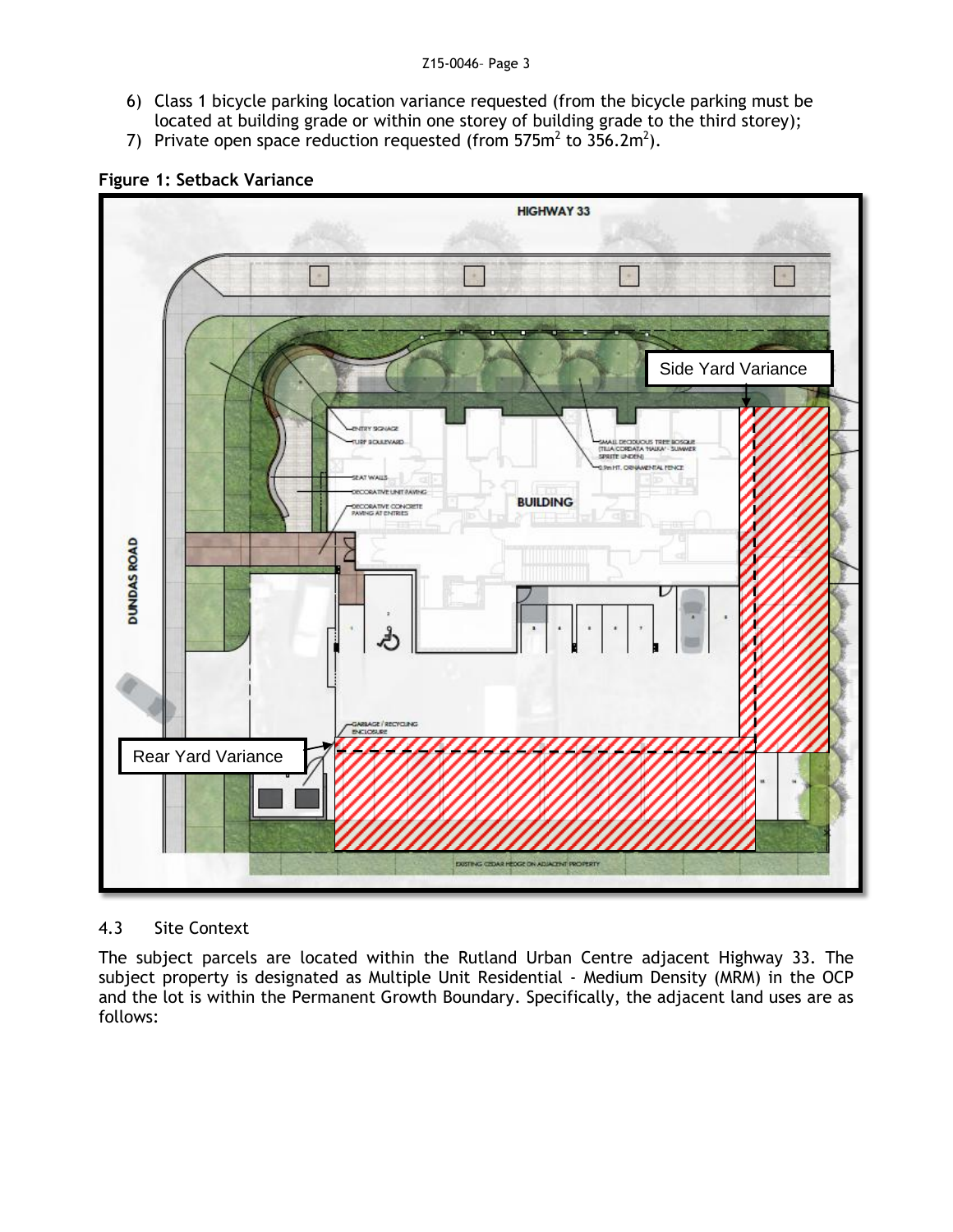6) Class 1 bicycle parking location variance requested (from the bicycle parking must be located at building grade or within one storey of building grade to the third storey);
7) Private open space reduction requested (from 575m$^2$ to 356.2m$^2$).

**Figure 1: Setback Variance**

### 4.3 Site Context

The subject parcels are located within the Rutland Urban Centre adjacent Highway 33. The subject property is designated as Multiple Unit Residential - Medium Density (MRM) in the OCP and the lot is within the Permanent Growth Boundary. Specifically, the adjacent land uses are as follows: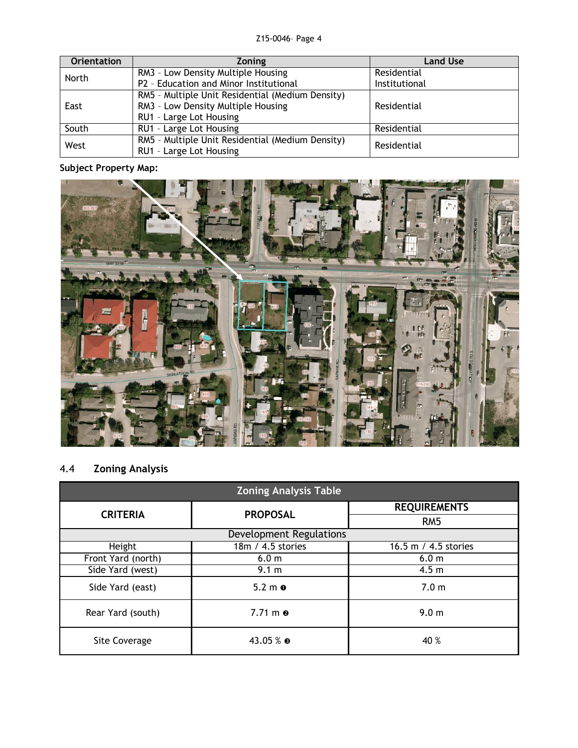| Orientation | Zoning | Land Use |
|---|---|---|
| North | RM3 – Low Density Multiple Housing<br>P2 – Education and Minor Institutional | Residential<br>Institutional |
| East | RM5 – Multiple Unit Residential (Medium Density)<br>RM3 – Low Density Multiple Housing<br>RU1 – Large Lot Housing | Residential |
| South | RU1 – Large Lot Housing | Residential |
| West | RM5 – Multiple Unit Residential (Medium Density)<br>RU1 – Large Lot Housing | Residential |

**Subject Property Map:**

## 4.4 Zoning Analysis

| Zoning Analysis Table | | |
|---|---|---|
| **CRITERIA** | **PROPOSAL** | **REQUIREMENTS** RM5 |
| Development Regulations | | |
| Height | 18m / 4.5 stories | 16.5 m / 4.5 stories |
| Front Yard (north) | 6.0 m | 6.0 m |
| Side Yard (west) | 9.1 m | 4.5 m |
| Side Yard (east) | 5.2 m ❶ | 7.0 m |
| Rear Yard (south) | 7.71 m ❷ | 9.0 m |
| Site Coverage | 43.05 % ❸ | 40 % |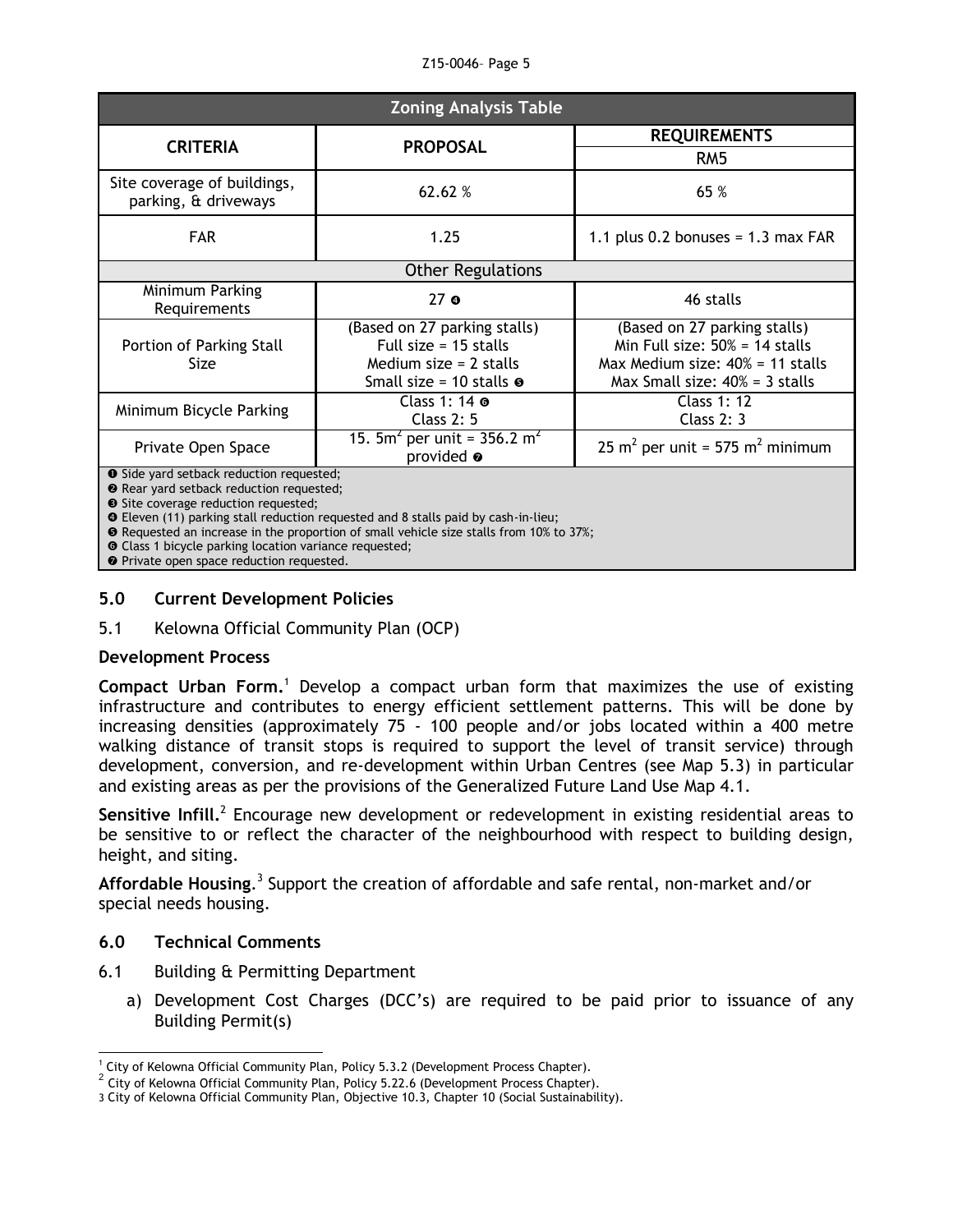| Zoning Analysis Table | | |
|---|---|---|
| **CRITERIA** | **PROPOSAL** | **REQUIREMENTS** |
| | | RM5 |
| Site coverage of buildings, parking, & driveways | 62.62 % | 65 % |
| FAR | 1.25 | 1.1 plus 0.2 bonuses = 1.3 max FAR |
| Other Regulations | | |
| Minimum Parking Requirements | 27 ❹ | 46 stalls |
| Portion of Parking Stall Size | (Based on 27 parking stalls) Full size = 15 stalls Medium size = 2 stalls Small size = 10 stalls ❺ | (Based on 27 parking stalls) Min Full size: 50% = 14 stalls Max Medium size: 40% = 11 stalls Max Small size: 40% = 3 stalls |
| Minimum Bicycle Parking | Class 1: 14 ❻ Class 2: 5 | Class 1: 12 Class 2: 3 |
| Private Open Space | 15. 5$m^2$ per unit = 356.2 $m^2$ provided ❼ | 25 $m^2$ per unit = 575 $m^2$ minimum |

❶ Side yard setback reduction requested;
❷ Rear yard setback reduction requested;
❸ Site coverage reduction requested;
❹ Eleven (11) parking stall reduction requested and 8 stalls paid by cash-in-lieu;
❺ Requested an increase in the proportion of small vehicle size stalls from 10% to 37%;
❻ Class 1 bicycle parking location variance requested;
❼ Private open space reduction requested.

## 5.0 Current Development Policies

### 5.1 Kelowna Official Community Plan (OCP)

**Development Process**

**Compact Urban Form.**[1] Develop a compact urban form that maximizes the use of existing infrastructure and contributes to energy efficient settlement patterns. This will be done by increasing densities (approximately 75 - 100 people and/or jobs located within a 400 metre walking distance of transit stops is required to support the level of transit service) through development, conversion, and re-development within Urban Centres (see Map 5.3) in particular and existing areas as per the provisions of the Generalized Future Land Use Map 4.1.

**Sensitive Infill.**[2] Encourage new development or redevelopment in existing residential areas to be sensitive to or reflect the character of the neighbourhood with respect to building design, height, and siting.

**Affordable Housing**.[3] Support the creation of affordable and safe rental, non-market and/or special needs housing.

## 6.0 Technical Comments

### 6.1 Building & Permitting Department

a) Development Cost Charges (DCC's) are required to be paid prior to issuance of any Building Permit(s)

---

[1] City of Kelowna Official Community Plan, Policy 5.3.2 (Development Process Chapter).

[2] City of Kelowna Official Community Plan, Policy 5.22.6 (Development Process Chapter).

[3] City of Kelowna Official Community Plan, Objective 10.3, Chapter 10 (Social Sustainability).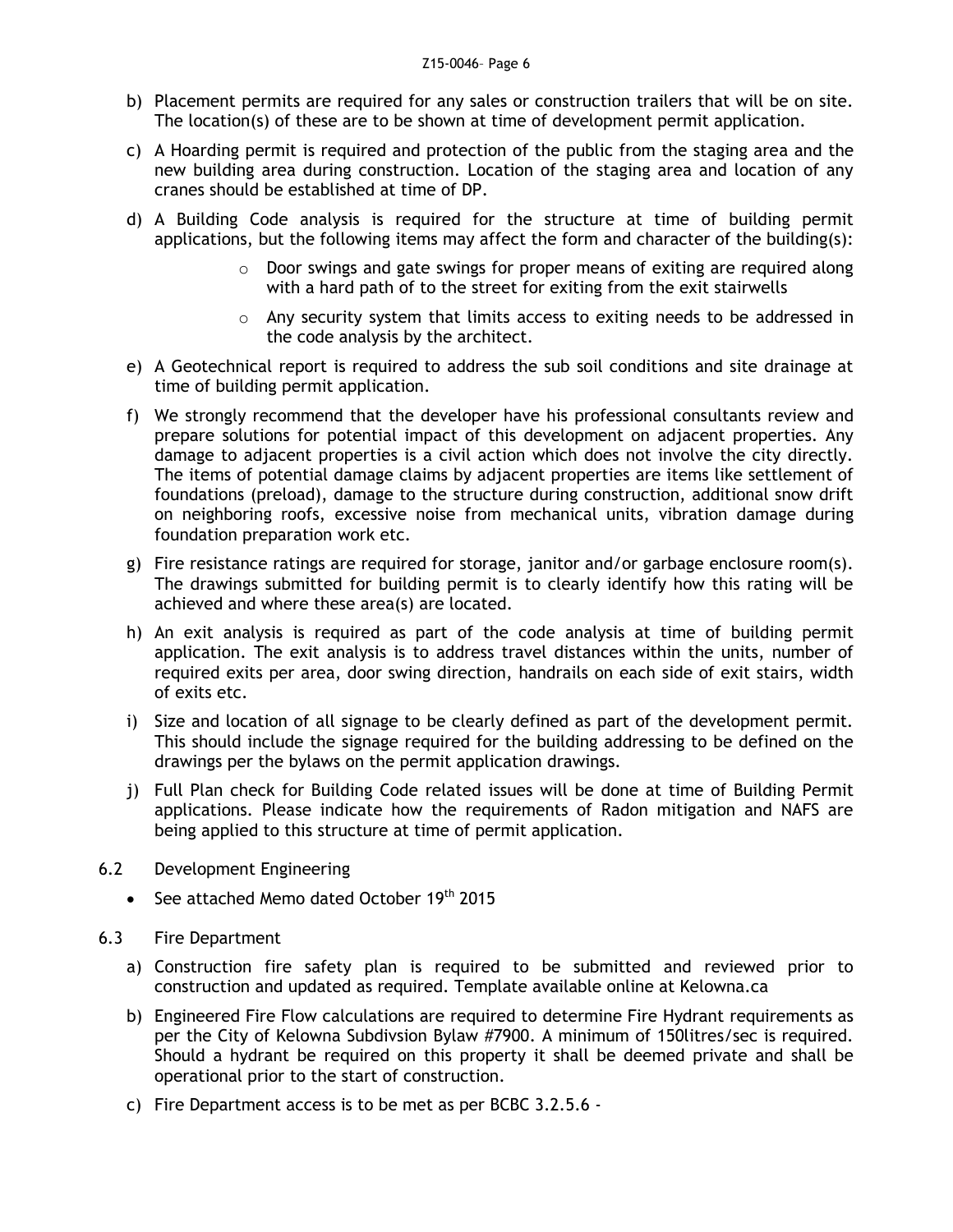b) Placement permits are required for any sales or construction trailers that will be on site. The location(s) of these are to be shown at time of development permit application.

c) A Hoarding permit is required and protection of the public from the staging area and the new building area during construction. Location of the staging area and location of any cranes should be established at time of DP.

d) A Building Code analysis is required for the structure at time of building permit applications, but the following items may affect the form and character of the building(s):

   - Door swings and gate swings for proper means of exiting are required along with a hard path of to the street for exiting from the exit stairwells
   - Any security system that limits access to exiting needs to be addressed in the code analysis by the architect.

e) A Geotechnical report is required to address the sub soil conditions and site drainage at time of building permit application.

f) We strongly recommend that the developer have his professional consultants review and prepare solutions for potential impact of this development on adjacent properties. Any damage to adjacent properties is a civil action which does not involve the city directly. The items of potential damage claims by adjacent properties are items like settlement of foundations (preload), damage to the structure during construction, additional snow drift on neighboring roofs, excessive noise from mechanical units, vibration damage during foundation preparation work etc.

g) Fire resistance ratings are required for storage, janitor and/or garbage enclosure room(s). The drawings submitted for building permit is to clearly identify how this rating will be achieved and where these area(s) are located.

h) An exit analysis is required as part of the code analysis at time of building permit application. The exit analysis is to address travel distances within the units, number of required exits per area, door swing direction, handrails on each side of exit stairs, width of exits etc.

i) Size and location of all signage to be clearly defined as part of the development permit. This should include the signage required for the building addressing to be defined on the drawings per the bylaws on the permit application drawings.

j) Full Plan check for Building Code related issues will be done at time of Building Permit applications. Please indicate how the requirements of Radon mitigation and NAFS are being applied to this structure at time of permit application.

6.2 Development Engineering

- See attached Memo dated October 19th 2015

6.3 Fire Department

a) Construction fire safety plan is required to be submitted and reviewed prior to construction and updated as required. Template available online at Kelowna.ca

b) Engineered Fire Flow calculations are required to determine Fire Hydrant requirements as per the City of Kelowna Subdivsion Bylaw #7900. A minimum of 150litres/sec is required. Should a hydrant be required on this property it shall be deemed private and shall be operational prior to the start of construction.

c) Fire Department access is to be met as per BCBC 3.2.5.6 -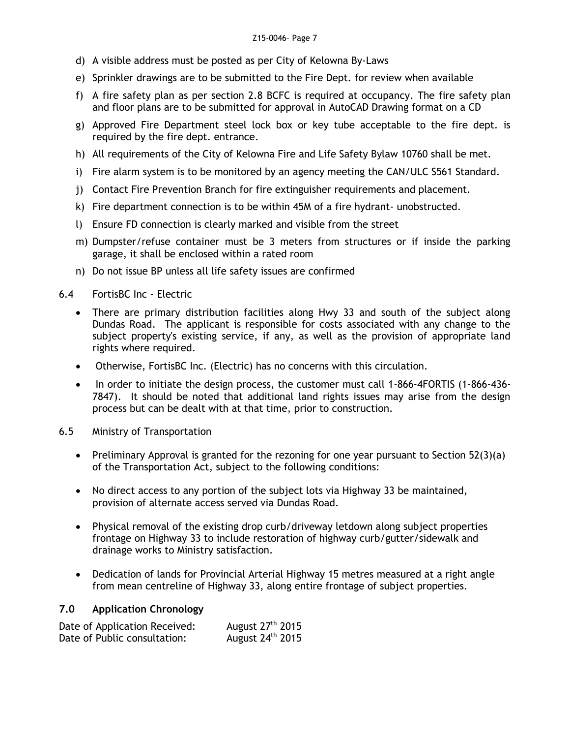d) A visible address must be posted as per City of Kelowna By-Laws

e) Sprinkler drawings are to be submitted to the Fire Dept. for review when available

f) A fire safety plan as per section 2.8 BCFC is required at occupancy. The fire safety plan and floor plans are to be submitted for approval in AutoCAD Drawing format on a CD

g) Approved Fire Department steel lock box or key tube acceptable to the fire dept. is required by the fire dept. entrance.

h) All requirements of the City of Kelowna Fire and Life Safety Bylaw 10760 shall be met.

i) Fire alarm system is to be monitored by an agency meeting the CAN/ULC S561 Standard.

j) Contact Fire Prevention Branch for fire extinguisher requirements and placement.

k) Fire department connection is to be within 45M of a fire hydrant- unobstructed.

l) Ensure FD connection is clearly marked and visible from the street

m) Dumpster/refuse container must be 3 meters from structures or if inside the parking garage, it shall be enclosed within a rated room

n) Do not issue BP unless all life safety issues are confirmed

6.4 FortisBC Inc - Electric

- There are primary distribution facilities along Hwy 33 and south of the subject along Dundas Road. The applicant is responsible for costs associated with any change to the subject property's existing service, if any, as well as the provision of appropriate land rights where required.
- Otherwise, FortisBC Inc. (Electric) has no concerns with this circulation.
- In order to initiate the design process, the customer must call 1-866-4FORTIS (1-866-436-7847). It should be noted that additional land rights issues may arise from the design process but can be dealt with at that time, prior to construction.

6.5 Ministry of Transportation

- Preliminary Approval is granted for the rezoning for one year pursuant to Section 52(3)(a) of the Transportation Act, subject to the following conditions:
- No direct access to any portion of the subject lots via Highway 33 be maintained, provision of alternate access served via Dundas Road.
- Physical removal of the existing drop curb/driveway letdown along subject properties frontage on Highway 33 to include restoration of highway curb/gutter/sidewalk and drainage works to Ministry satisfaction.
- Dedication of lands for Provincial Arterial Highway 15 metres measured at a right angle from mean centreline of Highway 33, along entire frontage of subject properties.

## 7.0 Application Chronology

Date of Application Received: August 27th 2015
Date of Public consultation: August 24th 2015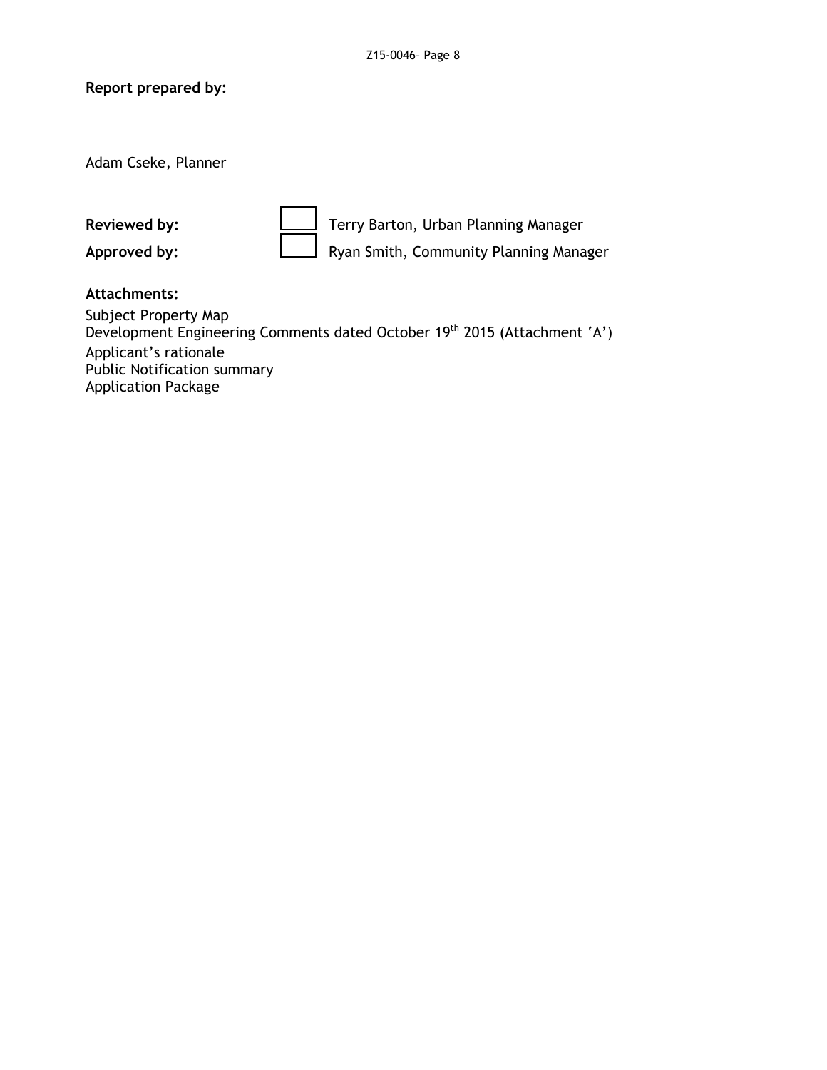**Report prepared by:**

Adam Cseke, Planner

**Reviewed by:** Terry Barton, Urban Planning Manager

**Approved by:** Ryan Smith, Community Planning Manager

**Attachments:**

Subject Property Map
Development Engineering Comments dated October 19th 2015 (Attachment 'A')
Applicant's rationale
Public Notification summary
Application Package